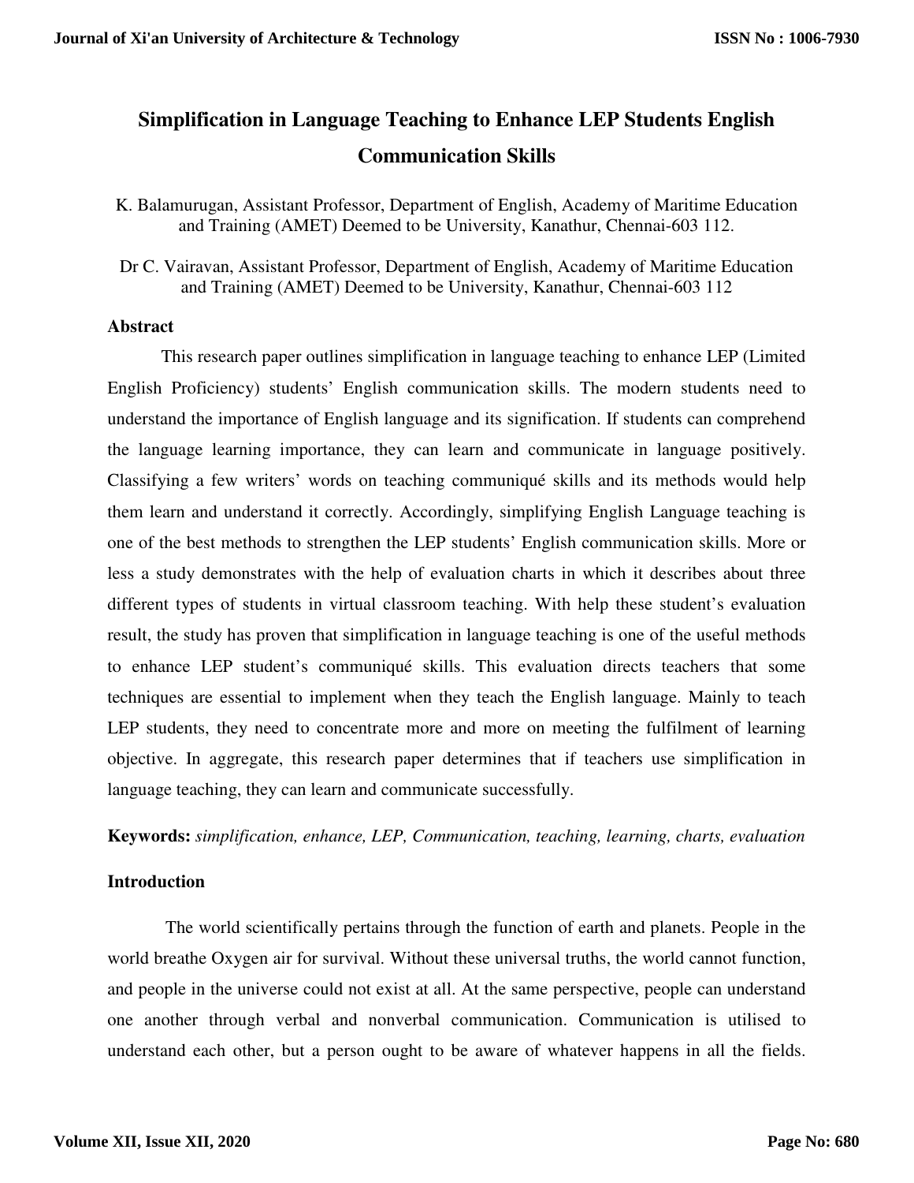# Simplification in Language Teaching to Enhance LEP Students English Communication Skills

K. Balamurugan, Assistant Professor, Department of English, Academy of Maritime Education and Training (AMET) Deemed to be University, Kanathur, Chennai-603 112.

Dr C. Vairavan, Assistant Professor, Department of English, Academy of Maritime Education and Training (AMET) Deemed to be University, Kanathur, Chennai-603 112

## Abstract

This research paper outlines simplification in language teaching to enhance LEP (Limited English Proficiency) students' English communication skills. The modern students need to understand the importance of English language and its signification. If students can comprehend the language learning importance, they can learn and communicate in language positively. Classifying a few writers' words on teaching communiqué skills and its methods would help them learn and understand it correctly. Accordingly, simplifying English Language teaching is one of the best methods to strengthen the LEP students' English communication skills. More or less a study demonstrates with the help of evaluation charts in which it describes about three different types of students in virtual classroom teaching. With help these student's evaluation result, the study has proven that simplification in language teaching is one of the useful methods to enhance LEP student's communiqué skills. This evaluation directs teachers that some techniques are essential to implement when they teach the English language. Mainly to teach LEP students, they need to concentrate more and more on meeting the fulfilment of learning objective. In aggregate, this research paper determines that if teachers use simplification in language teaching, they can learn and communicate successfully.

**Keywords:** *simplification, enhance, LEP, Communication, teaching, learning, charts, evaluation*

## Introduction

The world scientifically pertains through the function of earth and planets. People in the world breathe Oxygen air for survival. Without these universal truths, the world cannot function, and people in the universe could not exist at all. At the same perspective, people can understand one another through verbal and nonverbal communication. Communication is utilised to understand each other, but a person ought to be aware of whatever happens in all the fields.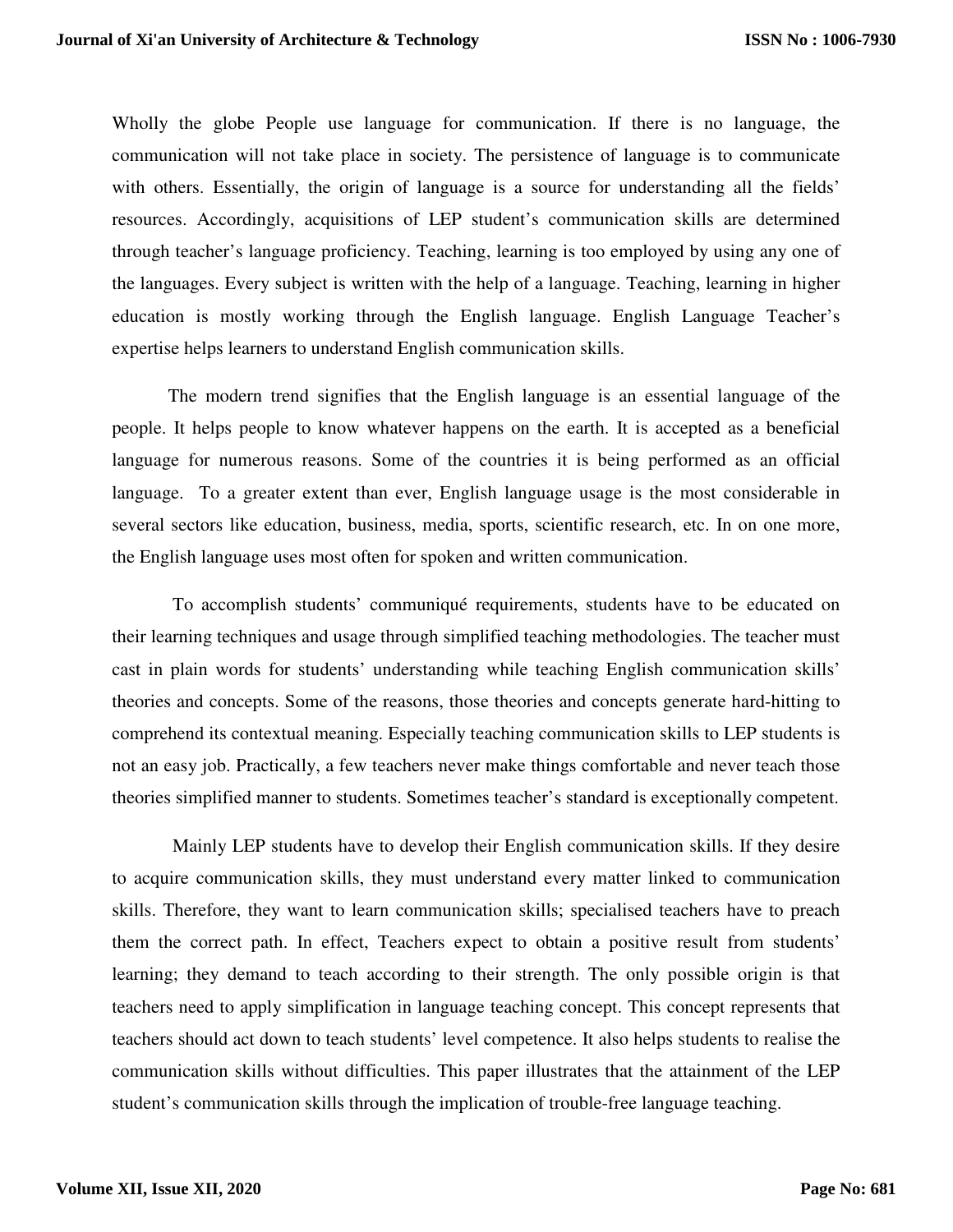Wholly the globe People use language for communication. If there is no language, the communication will not take place in society. The persistence of language is to communicate with others. Essentially, the origin of language is a source for understanding all the fields' resources. Accordingly, acquisitions of LEP student's communication skills are determined through teacher's language proficiency. Teaching, learning is too employed by using any one of the languages. Every subject is written with the help of a language. Teaching, learning in higher education is mostly working through the English language. English Language Teacher's expertise helps learners to understand English communication skills.

The modern trend signifies that the English language is an essential language of the people. It helps people to know whatever happens on the earth. It is accepted as a beneficial language for numerous reasons. Some of the countries it is being performed as an official language. To a greater extent than ever, English language usage is the most considerable in several sectors like education, business, media, sports, scientific research, etc. In on one more, the English language uses most often for spoken and written communication.

To accomplish students' communiqué requirements, students have to be educated on their learning techniques and usage through simplified teaching methodologies. The teacher must cast in plain words for students' understanding while teaching English communication skills' theories and concepts. Some of the reasons, those theories and concepts generate hard-hitting to comprehend its contextual meaning. Especially teaching communication skills to LEP students is not an easy job. Practically, a few teachers never make things comfortable and never teach those theories simplified manner to students. Sometimes teacher's standard is exceptionally competent.

Mainly LEP students have to develop their English communication skills. If they desire to acquire communication skills, they must understand every matter linked to communication skills. Therefore, they want to learn communication skills; specialised teachers have to preach them the correct path. In effect, Teachers expect to obtain a positive result from students' learning; they demand to teach according to their strength. The only possible origin is that teachers need to apply simplification in language teaching concept. This concept represents that teachers should act down to teach students' level competence. It also helps students to realise the communication skills without difficulties. This paper illustrates that the attainment of the LEP student's communication skills through the implication of trouble-free language teaching.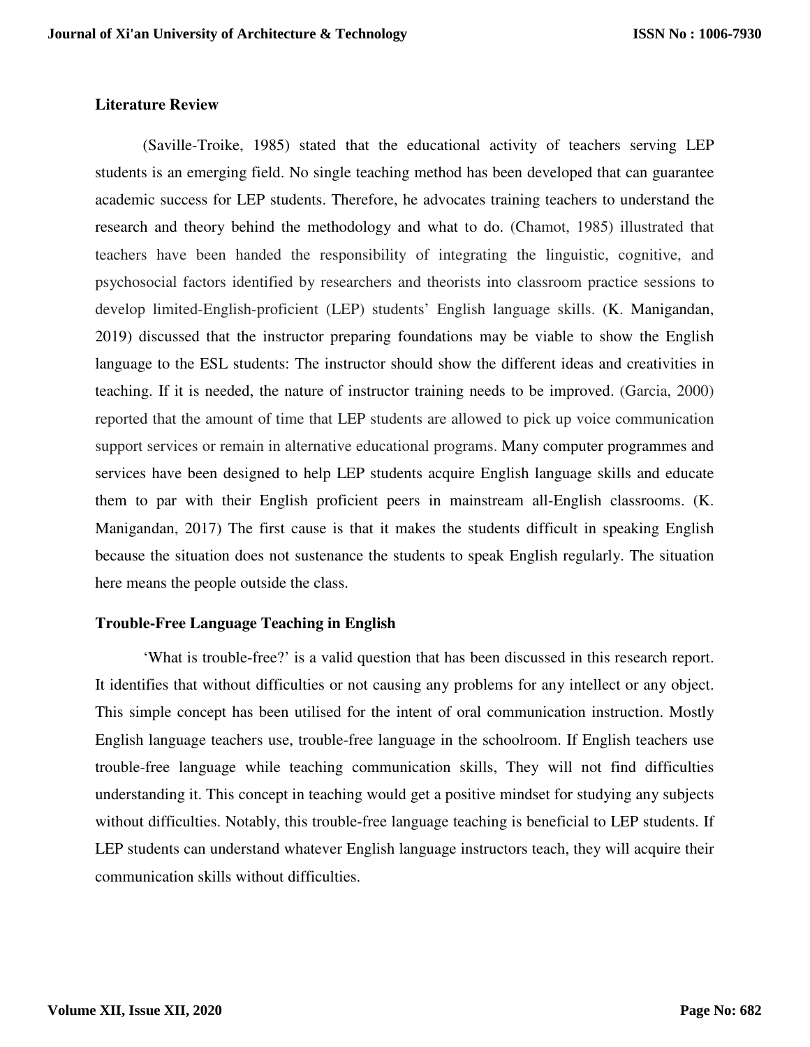## Literature Review

(Saville-Troike, 1985) stated that the educational activity of teachers serving LEP students is an emerging field. No single teaching method has been developed that can guarantee academic success for LEP students. Therefore, he advocates training teachers to understand the research and theory behind the methodology and what to do. (Chamot, 1985) illustrated that teachers have been handed the responsibility of integrating the linguistic, cognitive, and psychosocial factors identified by researchers and theorists into classroom practice sessions to develop limited-English-proficient (LEP) students' English language skills. (K. Manigandan, 2019) discussed that the instructor preparing foundations may be viable to show the English language to the ESL students: The instructor should show the different ideas and creativities in teaching. If it is needed, the nature of instructor training needs to be improved. (Garcia, 2000) reported that the amount of time that LEP students are allowed to pick up voice communication support services or remain in alternative educational programs. Many computer programmes and services have been designed to help LEP students acquire English language skills and educate them to par with their English proficient peers in mainstream all-English classrooms. (K. Manigandan, 2017) The first cause is that it makes the students difficult in speaking English because the situation does not sustenance the students to speak English regularly. The situation here means the people outside the class.

## Trouble-Free Language Teaching in English

'What is trouble-free?' is a valid question that has been discussed in this research report. It identifies that without difficulties or not causing any problems for any intellect or any object. This simple concept has been utilised for the intent of oral communication instruction. Mostly English language teachers use, trouble-free language in the schoolroom. If English teachers use trouble-free language while teaching communication skills, They will not find difficulties understanding it. This concept in teaching would get a positive mindset for studying any subjects without difficulties. Notably, this trouble-free language teaching is beneficial to LEP students. If LEP students can understand whatever English language instructors teach, they will acquire their communication skills without difficulties.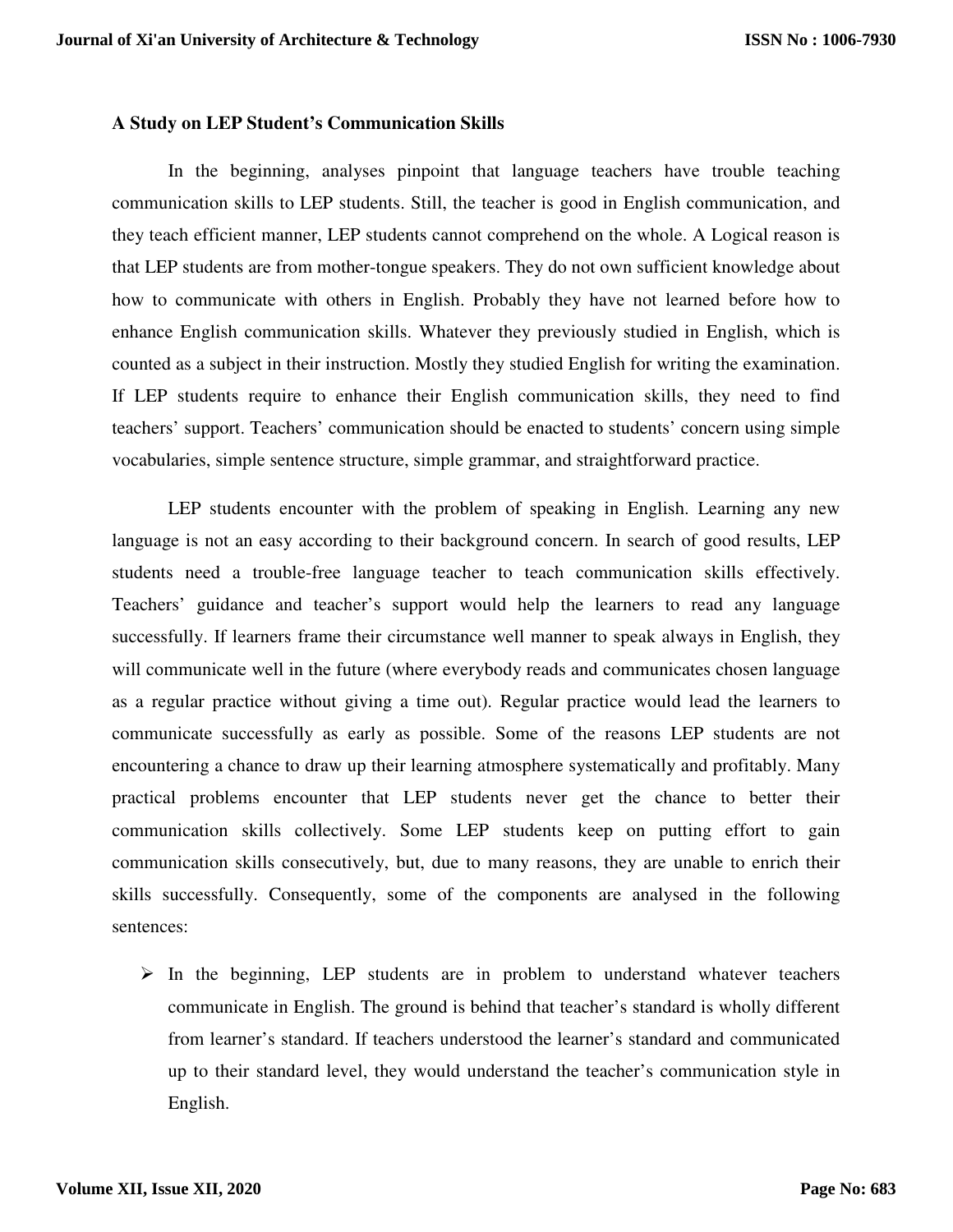### A Study on LEP Student's Communication Skills

In the beginning, analyses pinpoint that language teachers have trouble teaching communication skills to LEP students. Still, the teacher is good in English communication, and they teach efficient manner, LEP students cannot comprehend on the whole. A Logical reason is that LEP students are from mother-tongue speakers. They do not own sufficient knowledge about how to communicate with others in English. Probably they have not learned before how to enhance English communication skills. Whatever they previously studied in English, which is counted as a subject in their instruction. Mostly they studied English for writing the examination. If LEP students require to enhance their English communication skills, they need to find teachers' support. Teachers' communication should be enacted to students' concern using simple vocabularies, simple sentence structure, simple grammar, and straightforward practice.

LEP students encounter with the problem of speaking in English. Learning any new language is not an easy according to their background concern. In search of good results, LEP students need a trouble-free language teacher to teach communication skills effectively. Teachers' guidance and teacher's support would help the learners to read any language successfully. If learners frame their circumstance well manner to speak always in English, they will communicate well in the future (where everybody reads and communicates chosen language as a regular practice without giving a time out). Regular practice would lead the learners to communicate successfully as early as possible. Some of the reasons LEP students are not encountering a chance to draw up their learning atmosphere systematically and profitably. Many practical problems encounter that LEP students never get the chance to better their communication skills collectively. Some LEP students keep on putting effort to gain communication skills consecutively, but, due to many reasons, they are unable to enrich their skills successfully. Consequently, some of the components are analysed in the following sentences:

- In the beginning, LEP students are in problem to understand whatever teachers communicate in English. The ground is behind that teacher's standard is wholly different from learner's standard. If teachers understood the learner's standard and communicated up to their standard level, they would understand the teacher's communication style in English.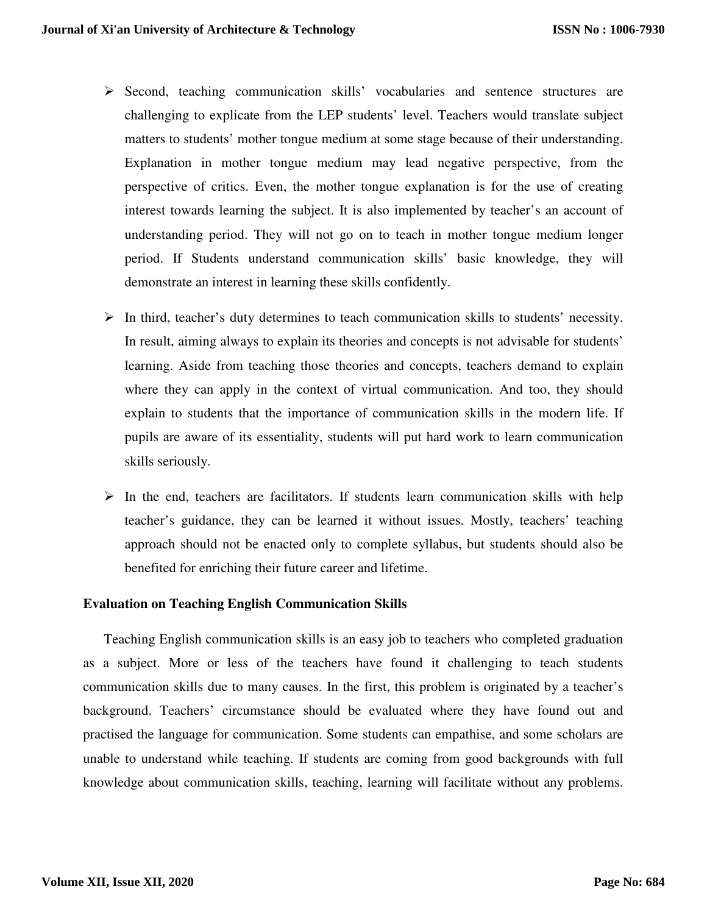- Second, teaching communication skills' vocabularies and sentence structures are challenging to explicate from the LEP students' level. Teachers would translate subject matters to students' mother tongue medium at some stage because of their understanding. Explanation in mother tongue medium may lead negative perspective, from the perspective of critics. Even, the mother tongue explanation is for the use of creating interest towards learning the subject. It is also implemented by teacher's an account of understanding period. They will not go on to teach in mother tongue medium longer period. If Students understand communication skills' basic knowledge, they will demonstrate an interest in learning these skills confidently.

- In third, teacher's duty determines to teach communication skills to students' necessity. In result, aiming always to explain its theories and concepts is not advisable for students' learning. Aside from teaching those theories and concepts, teachers demand to explain where they can apply in the context of virtual communication. And too, they should explain to students that the importance of communication skills in the modern life. If pupils are aware of its essentiality, students will put hard work to learn communication skills seriously.

- In the end, teachers are facilitators. If students learn communication skills with help teacher's guidance, they can be learned it without issues. Mostly, teachers' teaching approach should not be enacted only to complete syllabus, but students should also be benefited for enriching their future career and lifetime.

**Evaluation on Teaching English Communication Skills**

Teaching English communication skills is an easy job to teachers who completed graduation as a subject. More or less of the teachers have found it challenging to teach students communication skills due to many causes. In the first, this problem is originated by a teacher's background. Teachers' circumstance should be evaluated where they have found out and practised the language for communication. Some students can empathise, and some scholars are unable to understand while teaching. If students are coming from good backgrounds with full knowledge about communication skills, teaching, learning will facilitate without any problems.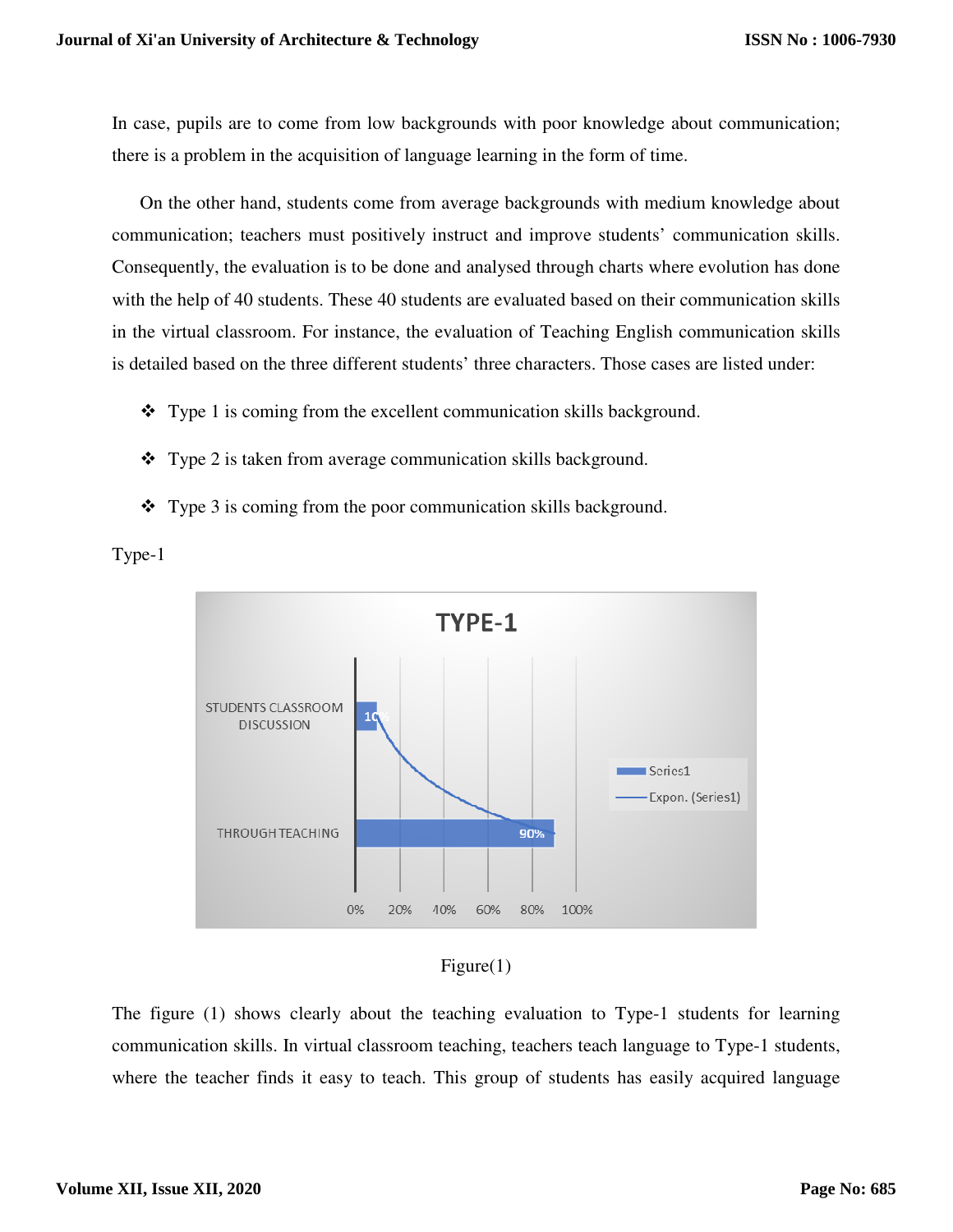In case, pupils are to come from low backgrounds with poor knowledge about communication; there is a problem in the acquisition of language learning in the form of time.

On the other hand, students come from average backgrounds with medium knowledge about communication; teachers must positively instruct and improve students' communication skills. Consequently, the evaluation is to be done and analysed through charts where evolution has done with the help of 40 students. These 40 students are evaluated based on their communication skills in the virtual classroom. For instance, the evaluation of Teaching English communication skills is detailed based on the three different students' three characters. Those cases are listed under:

- ❖ Type 1 is coming from the excellent communication skills background.
- ❖ Type 2 is taken from average communication skills background.
- ❖ Type 3 is coming from the poor communication skills background.

Type-1

Figure(1)

The figure (1) shows clearly about the teaching evaluation to Type-1 students for learning communication skills. In virtual classroom teaching, teachers teach language to Type-1 students, where the teacher finds it easy to teach. This group of students has easily acquired language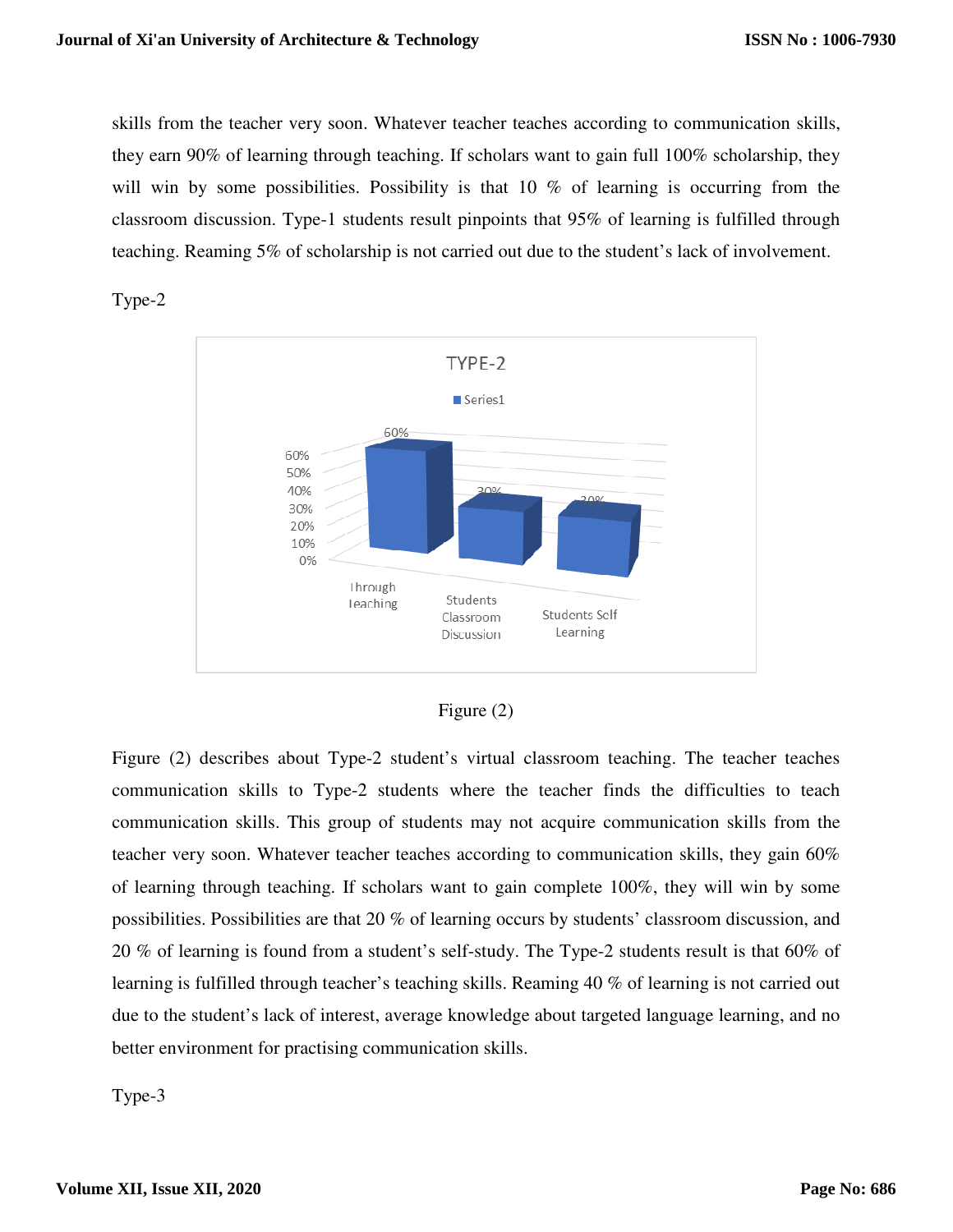skills from the teacher very soon. Whatever teacher teaches according to communication skills, they earn 90% of learning through teaching. If scholars want to gain full 100% scholarship, they will win by some possibilities. Possibility is that 10 % of learning is occurring from the classroom discussion. Type-1 students result pinpoints that 95% of learning is fulfilled through teaching. Reaming 5% of scholarship is not carried out due to the student's lack of involvement.

Type-2

Figure (2)

Figure (2) describes about Type-2 student's virtual classroom teaching. The teacher teaches communication skills to Type-2 students where the teacher finds the difficulties to teach communication skills. This group of students may not acquire communication skills from the teacher very soon. Whatever teacher teaches according to communication skills, they gain 60% of learning through teaching. If scholars want to gain complete 100%, they will win by some possibilities. Possibilities are that 20 % of learning occurs by students' classroom discussion, and 20 % of learning is found from a student's self-study. The Type-2 students result is that 60% of learning is fulfilled through teacher's teaching skills. Reaming 40 % of learning is not carried out due to the student's lack of interest, average knowledge about targeted language learning, and no better environment for practising communication skills.

Type-3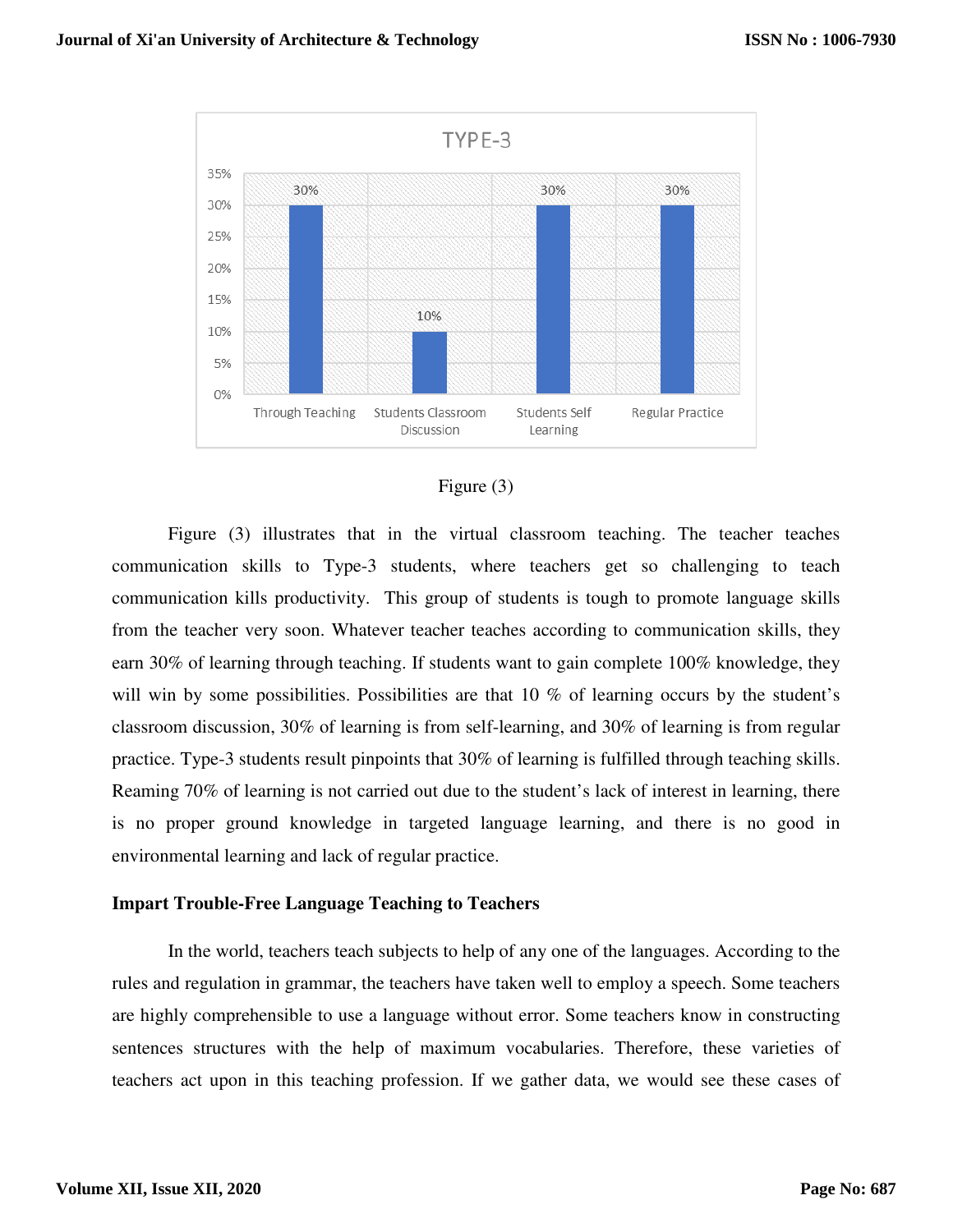Figure (3)

Figure (3) illustrates that in the virtual classroom teaching. The teacher teaches communication skills to Type-3 students, where teachers get so challenging to teach communication kills productivity. This group of students is tough to promote language skills from the teacher very soon. Whatever teacher teaches according to communication skills, they earn 30% of learning through teaching. If students want to gain complete 100% knowledge, they will win by some possibilities. Possibilities are that 10 % of learning occurs by the student's classroom discussion, 30% of learning is from self-learning, and 30% of learning is from regular practice. Type-3 students result pinpoints that 30% of learning is fulfilled through teaching skills. Reaming 70% of learning is not carried out due to the student's lack of interest in learning, there is no proper ground knowledge in targeted language learning, and there is no good in environmental learning and lack of regular practice.

### Impart Trouble-Free Language Teaching to Teachers

In the world, teachers teach subjects to help of any one of the languages. According to the rules and regulation in grammar, the teachers have taken well to employ a speech. Some teachers are highly comprehensible to use a language without error. Some teachers know in constructing sentences structures with the help of maximum vocabularies. Therefore, these varieties of teachers act upon in this teaching profession. If we gather data, we would see these cases of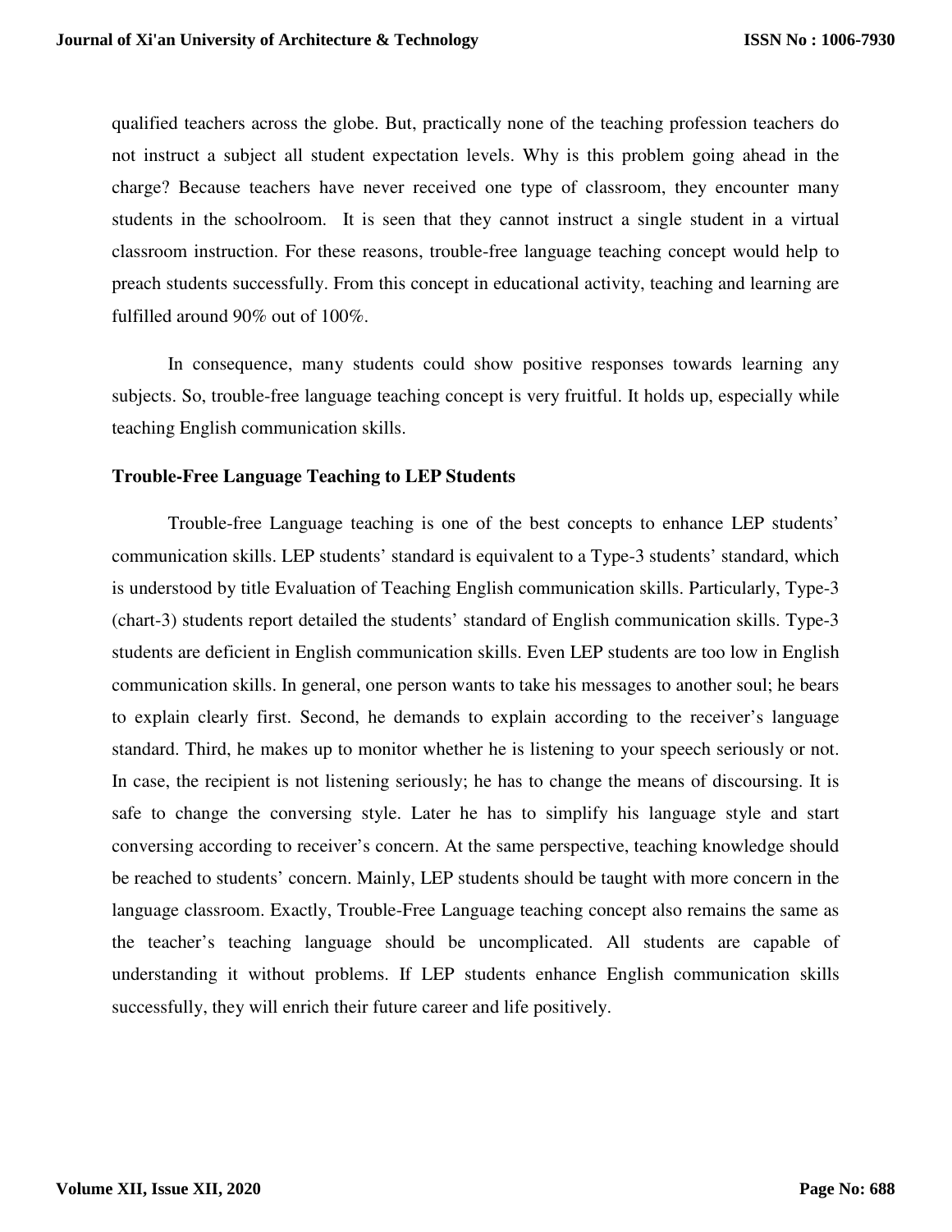qualified teachers across the globe. But, practically none of the teaching profession teachers do not instruct a subject all student expectation levels. Why is this problem going ahead in the charge? Because teachers have never received one type of classroom, they encounter many students in the schoolroom. It is seen that they cannot instruct a single student in a virtual classroom instruction. For these reasons, trouble-free language teaching concept would help to preach students successfully. From this concept in educational activity, teaching and learning are fulfilled around 90% out of 100%.

In consequence, many students could show positive responses towards learning any subjects. So, trouble-free language teaching concept is very fruitful. It holds up, especially while teaching English communication skills.

### Trouble-Free Language Teaching to LEP Students

Trouble-free Language teaching is one of the best concepts to enhance LEP students' communication skills. LEP students' standard is equivalent to a Type-3 students' standard, which is understood by title Evaluation of Teaching English communication skills. Particularly, Type-3 (chart-3) students report detailed the students' standard of English communication skills. Type-3 students are deficient in English communication skills. Even LEP students are too low in English communication skills. In general, one person wants to take his messages to another soul; he bears to explain clearly first. Second, he demands to explain according to the receiver's language standard. Third, he makes up to monitor whether he is listening to your speech seriously or not. In case, the recipient is not listening seriously; he has to change the means of discoursing. It is safe to change the conversing style. Later he has to simplify his language style and start conversing according to receiver's concern. At the same perspective, teaching knowledge should be reached to students' concern. Mainly, LEP students should be taught with more concern in the language classroom. Exactly, Trouble-Free Language teaching concept also remains the same as the teacher's teaching language should be uncomplicated. All students are capable of understanding it without problems. If LEP students enhance English communication skills successfully, they will enrich their future career and life positively.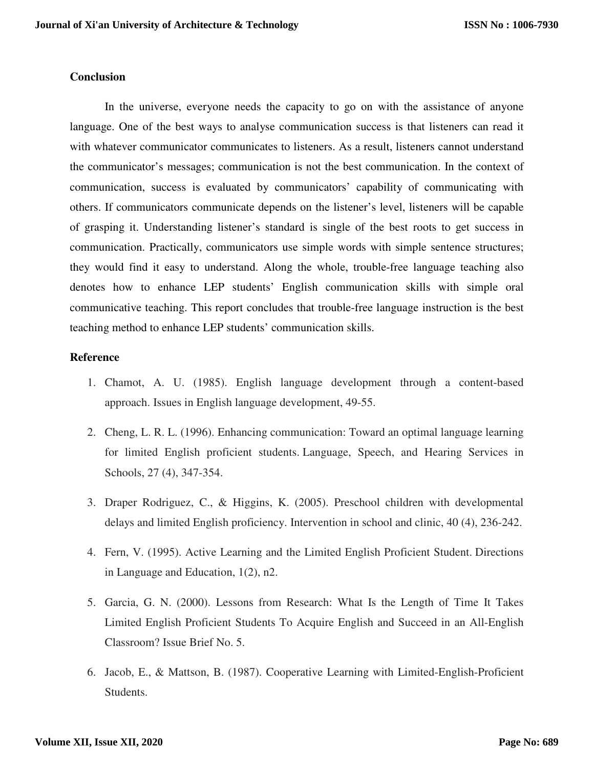## Conclusion

In the universe, everyone needs the capacity to go on with the assistance of anyone language. One of the best ways to analyse communication success is that listeners can read it with whatever communicator communicates to listeners. As a result, listeners cannot understand the communicator's messages; communication is not the best communication. In the context of communication, success is evaluated by communicators' capability of communicating with others. If communicators communicate depends on the listener's level, listeners will be capable of grasping it. Understanding listener's standard is single of the best roots to get success in communication. Practically, communicators use simple words with simple sentence structures; they would find it easy to understand. Along the whole, trouble-free language teaching also denotes how to enhance LEP students' English communication skills with simple oral communicative teaching. This report concludes that trouble-free language instruction is the best teaching method to enhance LEP students' communication skills.

## Reference

1. Chamot, A. U. (1985). English language development through a content-based approach. Issues in English language development, 49-55.
2. Cheng, L. R. L. (1996). Enhancing communication: Toward an optimal language learning for limited English proficient students. Language, Speech, and Hearing Services in Schools, 27 (4), 347-354.
3. Draper Rodriguez, C., & Higgins, K. (2005). Preschool children with developmental delays and limited English proficiency. Intervention in school and clinic, 40 (4), 236-242.
4. Fern, V. (1995). Active Learning and the Limited English Proficient Student. Directions in Language and Education, 1(2), n2.
5. Garcia, G. N. (2000). Lessons from Research: What Is the Length of Time It Takes Limited English Proficient Students To Acquire English and Succeed in an All-English Classroom? Issue Brief No. 5.
6. Jacob, E., & Mattson, B. (1987). Cooperative Learning with Limited-English-Proficient Students.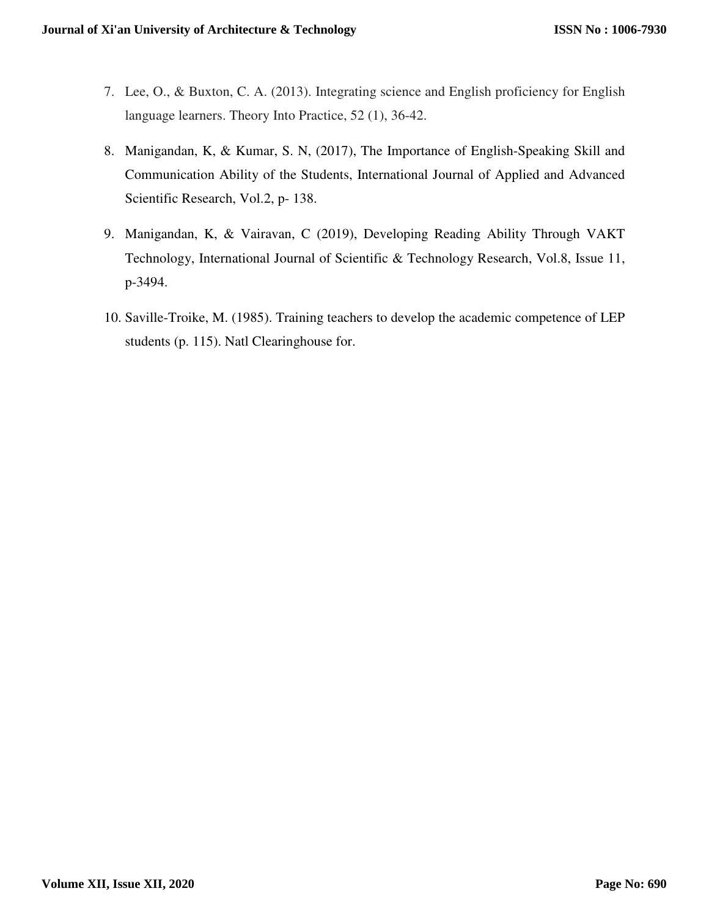7. Lee, O., & Buxton, C. A. (2013). Integrating science and English proficiency for English language learners. Theory Into Practice, 52 (1), 36-42.
8. Manigandan, K, & Kumar, S. N, (2017), The Importance of English-Speaking Skill and Communication Ability of the Students, International Journal of Applied and Advanced Scientific Research, Vol.2, p- 138.
9. Manigandan, K, & Vairavan, C (2019), Developing Reading Ability Through VAKT Technology, International Journal of Scientific & Technology Research, Vol.8, Issue 11, p-3494.
10. Saville-Troike, M. (1985). Training teachers to develop the academic competence of LEP students (p. 115). Natl Clearinghouse for.